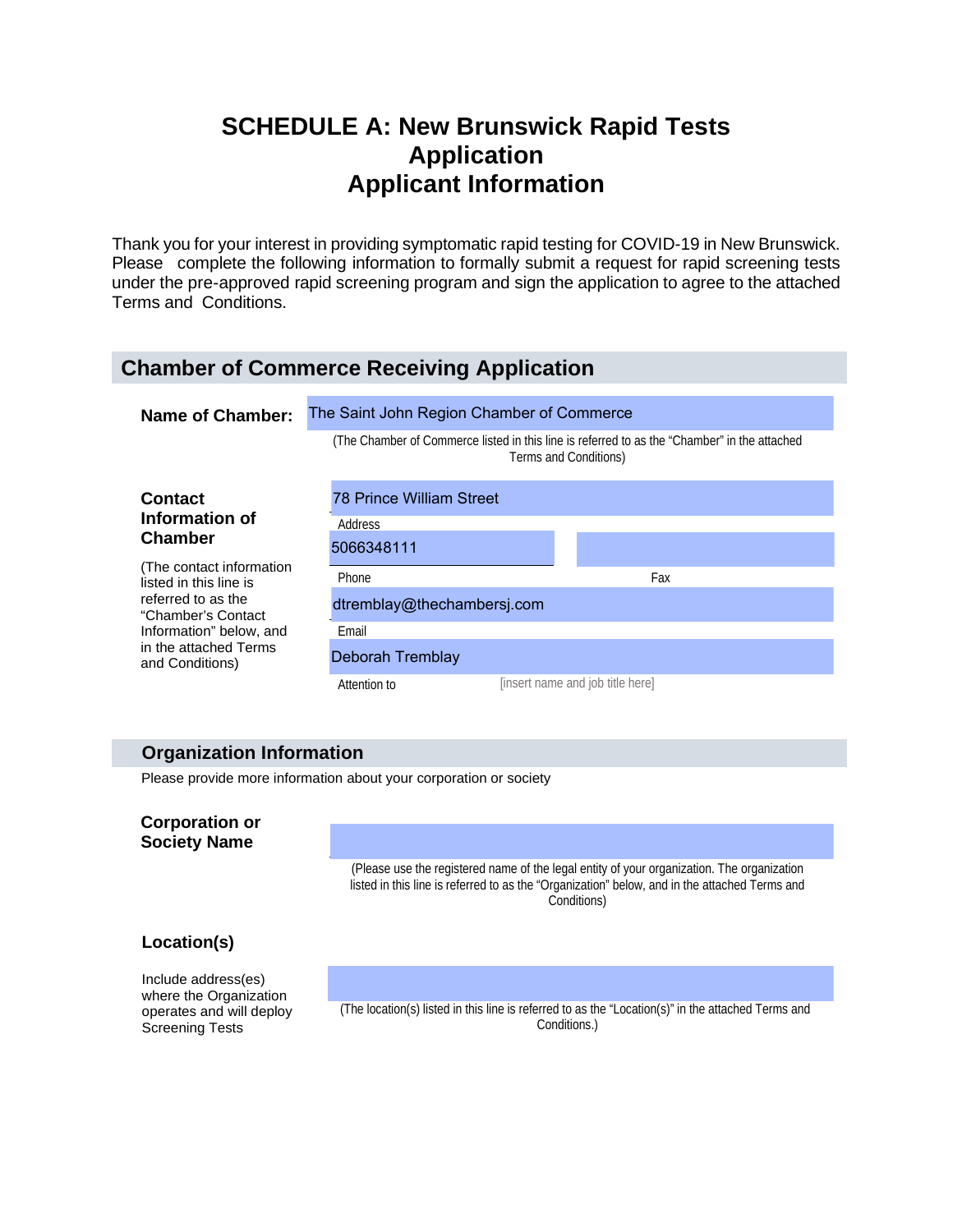# SCHEDULE A: New Brunswick Rapid Tests Application
# Applicant Information

Thank you for your interest in providing symptomatic rapid testing for COVID-19 in New Brunswick. Please complete the following information to formally submit a request for rapid screening tests under the pre-approved rapid screening program and sign the application to agree to the attached Terms and Conditions.

## Chamber of Commerce Receiving Application

**Name of Chamber:** The Saint John Region Chamber of Commerce

(The Chamber of Commerce listed in this line is referred to as the "Chamber" in the attached Terms and Conditions)

**Contact Information of Chamber**

(The contact information listed in this line is referred to as the "Chamber's Contact Information" below, and in the attached Terms and Conditions)

78 Prince William Street
Address

5066348111
Phone

Fax

dtremblay@thechambersj.com
Email

Deborah Tremblay
Attention to [insert name and job title here]

## Organization Information

Please provide more information about your corporation or society

**Corporation or Society Name**

(Please use the registered name of the legal entity of your organization. The organization listed in this line is referred to as the "Organization" below, and in the attached Terms and Conditions)

**Location(s)**

Include address(es) where the Organization operates and will deploy Screening Tests

(The location(s) listed in this line is referred to as the "Location(s)" in the attached Terms and Conditions.)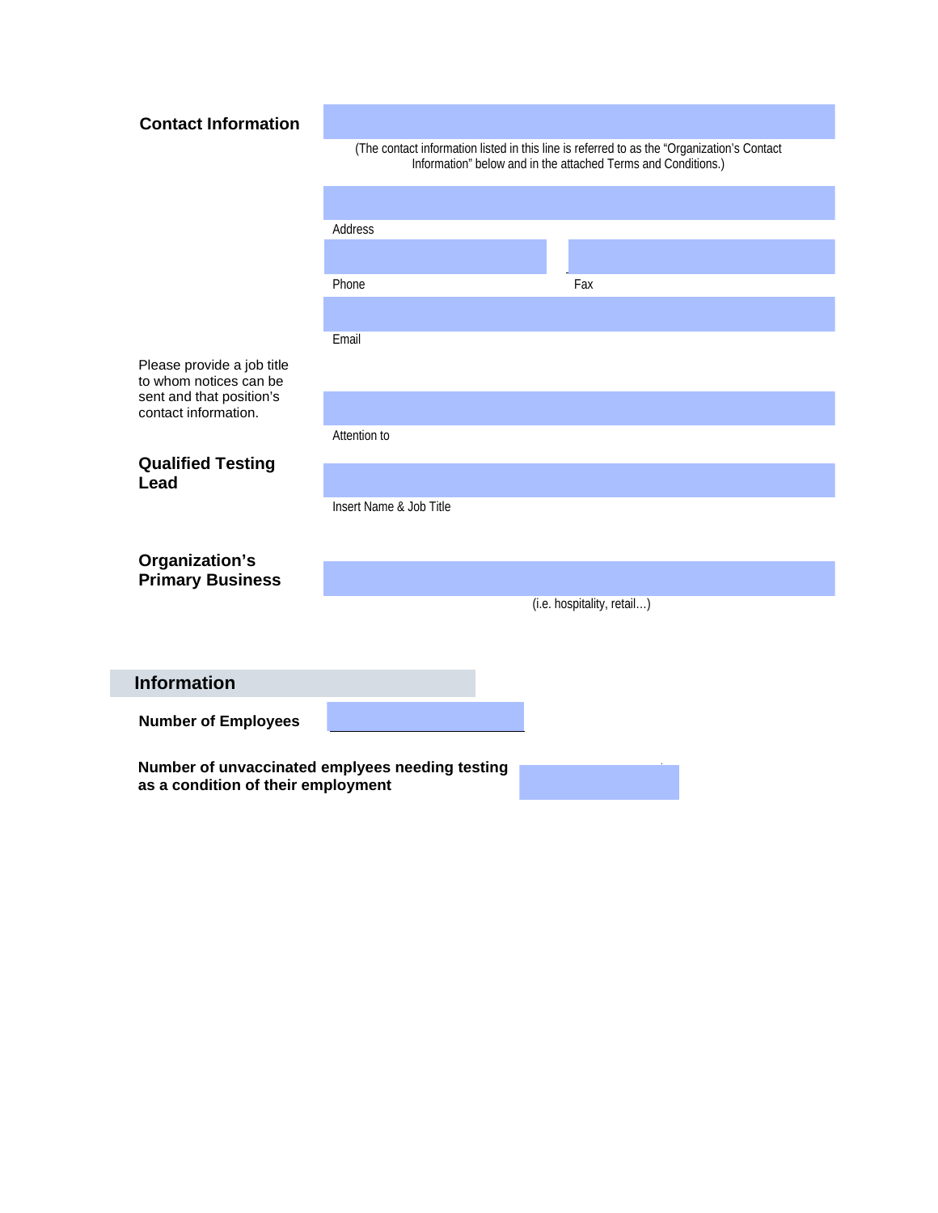**Contact Information**

(The contact information listed in this line is referred to as the "Organization's Contact Information" below and in the attached Terms and Conditions.)

Address

Phone

Fax

Email

Please provide a job title to whom notices can be sent and that position's contact information.

Attention to

**Qualified Testing Lead**

Insert Name & Job Title

**Organization's Primary Business**

(i.e. hospitality, retail…)

## Information

**Number of Employees**

**Number of unvaccinated emplyees needing testing as a condition of their employment**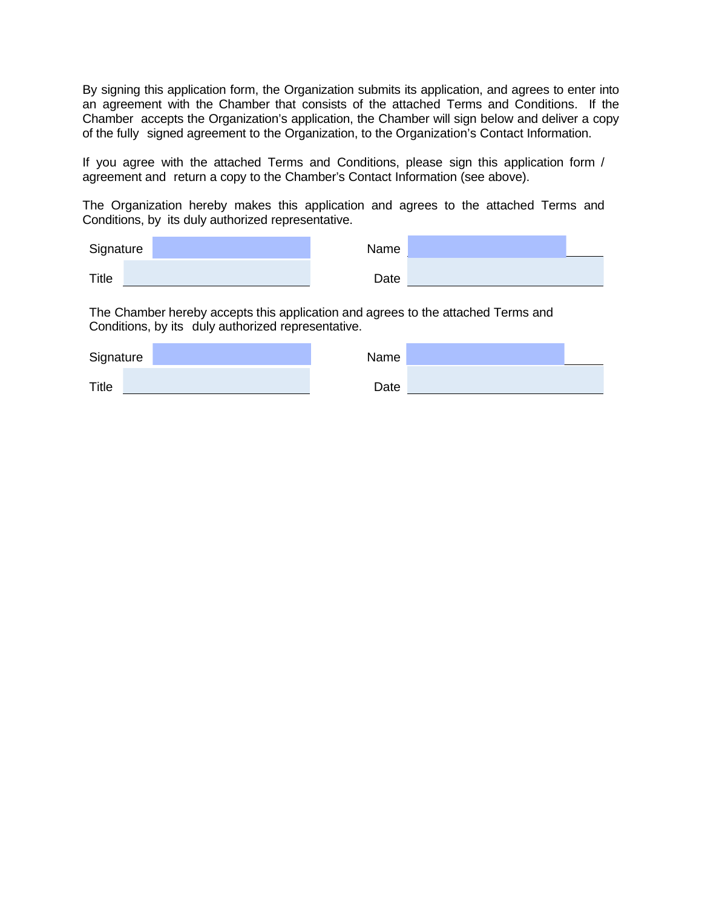By signing this application form, the Organization submits its application, and agrees to enter into an agreement with the Chamber that consists of the attached Terms and Conditions. If the Chamber accepts the Organization's application, the Chamber will sign below and deliver a copy of the fully signed agreement to the Organization, to the Organization's Contact Information.

If you agree with the attached Terms and Conditions, please sign this application form / agreement and return a copy to the Chamber's Contact Information (see above).

The Organization hereby makes this application and agrees to the attached Terms and Conditions, by its duly authorized representative.

| | | | |
|---|---|---|---|
| Signature | | Name | |
| Title | | Date | |

The Chamber hereby accepts this application and agrees to the attached Terms and Conditions, by its duly authorized representative.

| | | | |
|---|---|---|---|
| Signature | | Name | |
| Title | | Date | |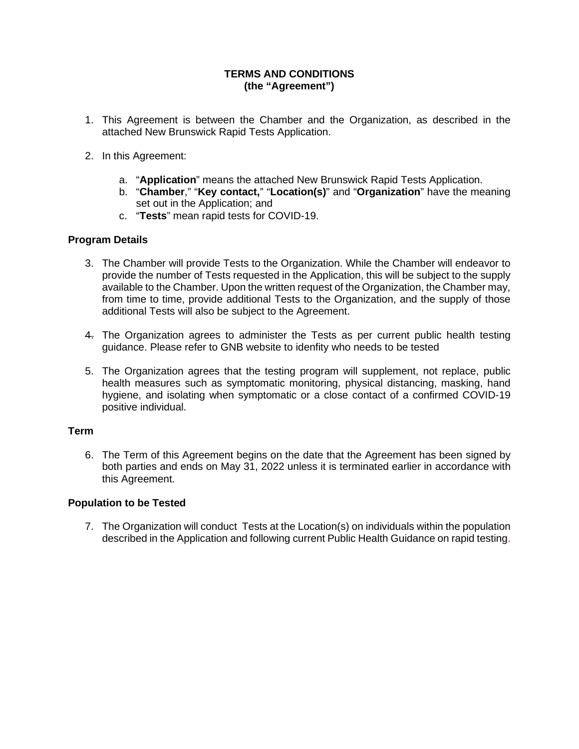**TERMS AND CONDITIONS**
**(the "Agreement")**

1. This Agreement is between the Chamber and the Organization, as described in the attached New Brunswick Rapid Tests Application.

2. In this Agreement:

   a. "**Application**" means the attached New Brunswick Rapid Tests Application.
   b. "**Chamber**," "**Key contact,**" "**Location(s)**" and "**Organization**" have the meaning set out in the Application; and
   c. "**Tests**" mean rapid tests for COVID-19.

**Program Details**

3. The Chamber will provide Tests to the Organization. While the Chamber will endeavor to provide the number of Tests requested in the Application, this will be subject to the supply available to the Chamber. Upon the written request of the Organization, the Chamber may, from time to time, provide additional Tests to the Organization, and the supply of those additional Tests will also be subject to the Agreement.

4. The Organization agrees to administer the Tests as per current public health testing guidance. Please refer to GNB website to idenfity who needs to be tested

5. The Organization agrees that the testing program will supplement, not replace, public health measures such as symptomatic monitoring, physical distancing, masking, hand hygiene, and isolating when symptomatic or a close contact of a confirmed COVID-19 positive individual.

**Term**

6. The Term of this Agreement begins on the date that the Agreement has been signed by both parties and ends on May 31, 2022 unless it is terminated earlier in accordance with this Agreement.

**Population to be Tested**

7. The Organization will conduct Tests at the Location(s) on individuals within the population described in the Application and following current Public Health Guidance on rapid testing.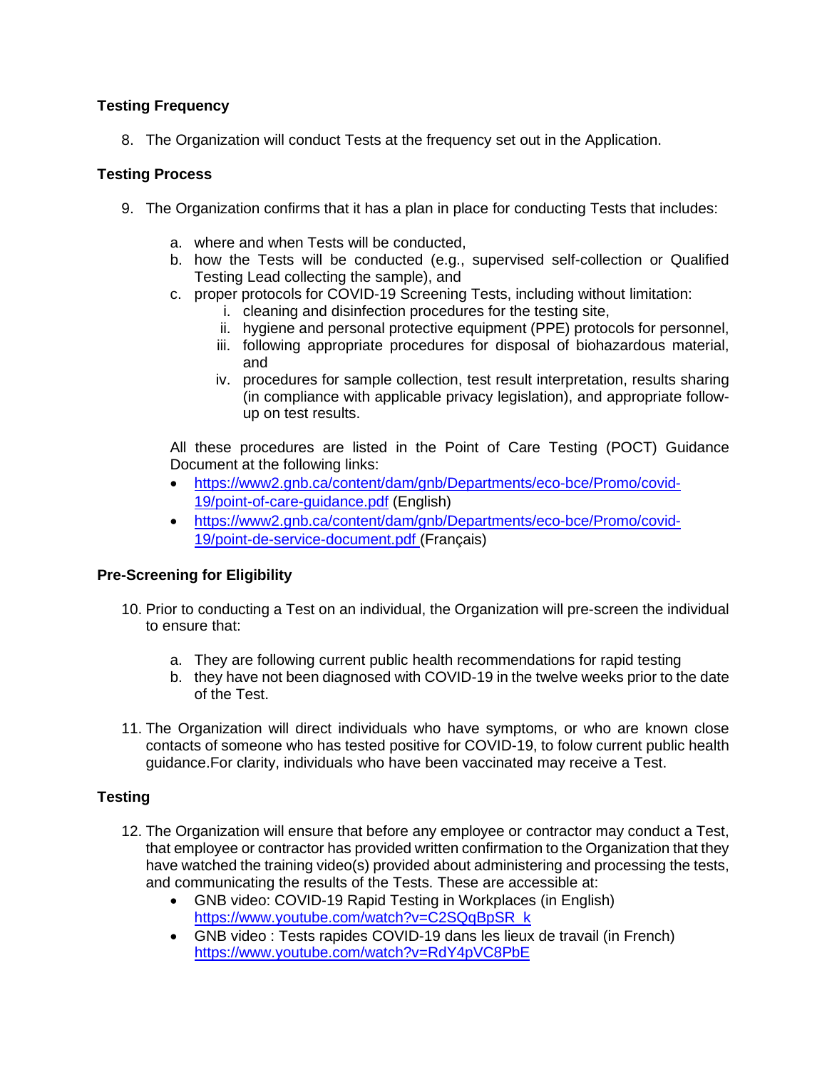**Testing Frequency**

8. The Organization will conduct Tests at the frequency set out in the Application.

**Testing Process**

9. The Organization confirms that it has a plan in place for conducting Tests that includes:

   a. where and when Tests will be conducted,
   b. how the Tests will be conducted (e.g., supervised self-collection or Qualified Testing Lead collecting the sample), and
   c. proper protocols for COVID-19 Screening Tests, including without limitation:
      i. cleaning and disinfection procedures for the testing site,
      ii. hygiene and personal protective equipment (PPE) protocols for personnel,
      iii. following appropriate procedures for disposal of biohazardous material, and
      iv. procedures for sample collection, test result interpretation, results sharing (in compliance with applicable privacy legislation), and appropriate follow-up on test results.

   All these procedures are listed in the Point of Care Testing (POCT) Guidance Document at the following links:

   - https://www2.gnb.ca/content/dam/gnb/Departments/eco-bce/Promo/covid-19/point-of-care-guidance.pdf (English)
   - https://www2.gnb.ca/content/dam/gnb/Departments/eco-bce/Promo/covid-19/point-de-service-document.pdf (Français)

**Pre-Screening for Eligibility**

10. Prior to conducting a Test on an individual, the Organization will pre-screen the individual to ensure that:

    a. They are following current public health recommendations for rapid testing
    b. they have not been diagnosed with COVID-19 in the twelve weeks prior to the date of the Test.

11. The Organization will direct individuals who have symptoms, or who are known close contacts of someone who has tested positive for COVID-19, to folow current public health guidance.For clarity, individuals who have been vaccinated may receive a Test.

**Testing**

12. The Organization will ensure that before any employee or contractor may conduct a Test, that employee or contractor has provided written confirmation to the Organization that they have watched the training video(s) provided about administering and processing the tests, and communicating the results of the Tests. These are accessible at:
    - GNB video: COVID-19 Rapid Testing in Workplaces (in English) https://www.youtube.com/watch?v=C2SQqBpSR_k
    - GNB video : Tests rapides COVID-19 dans les lieux de travail (in French) https://www.youtube.com/watch?v=RdY4pVC8PbE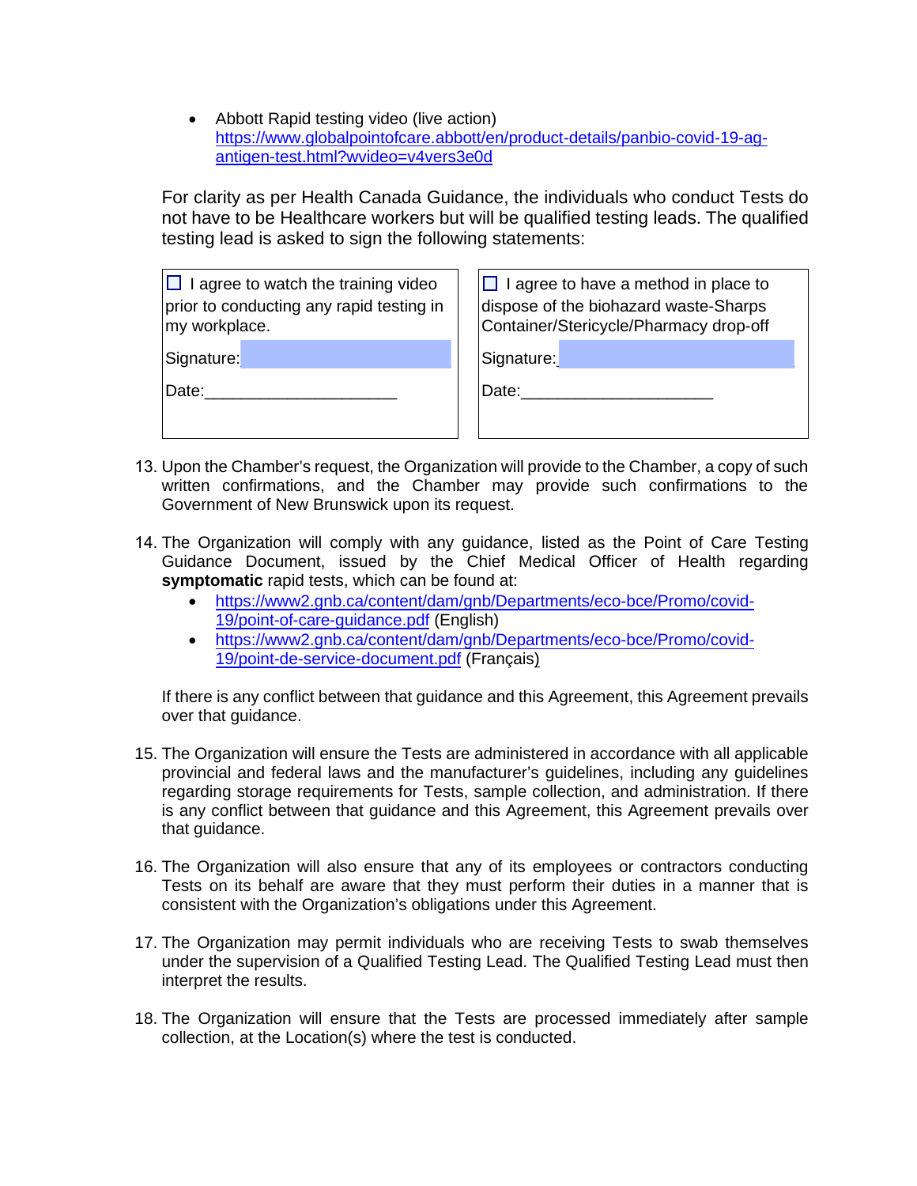- Abbott Rapid testing video (live action) [https://www.globalpointofcare.abbott/en/product-details/panbio-covid-19-ag-antigen-test.html?wvideo=v4vers3e0d](https://www.globalpointofcare.abbott/en/product-details/panbio-covid-19-ag-antigen-test.html?wvideo=v4vers3e0d)

For clarity as per Health Canada Guidance, the individuals who conduct Tests do not have to be Healthcare workers but will be qualified testing leads. The qualified testing lead is asked to sign the following statements:

| ☐ I agree to watch the training video prior to conducting any rapid testing in my workplace. | ☐ I agree to have a method in place to dispose of the biohazard waste-Sharps Container/Stericycle/Pharmacy drop-off |
|---|---|
| Signature: | Signature: |
| Date:____________________ | Date:____________________ |

13. Upon the Chamber's request, the Organization will provide to the Chamber, a copy of such written confirmations, and the Chamber may provide such confirmations to the Government of New Brunswick upon its request.

14. The Organization will comply with any guidance, listed as the Point of Care Testing Guidance Document, issued by the Chief Medical Officer of Health regarding **symptomatic** rapid tests, which can be found at:
    - [https://www2.gnb.ca/content/dam/gnb/Departments/eco-bce/Promo/covid-19/point-of-care-guidance.pdf](https://www2.gnb.ca/content/dam/gnb/Departments/eco-bce/Promo/covid-19/point-of-care-guidance.pdf) (English)
    - [https://www2.gnb.ca/content/dam/gnb/Departments/eco-bce/Promo/covid-19/point-de-service-document.pdf](https://www2.gnb.ca/content/dam/gnb/Departments/eco-bce/Promo/covid-19/point-de-service-document.pdf) (Français)

    If there is any conflict between that guidance and this Agreement, this Agreement prevails over that guidance.

15. The Organization will ensure the Tests are administered in accordance with all applicable provincial and federal laws and the manufacturer's guidelines, including any guidelines regarding storage requirements for Tests, sample collection, and administration. If there is any conflict between that guidance and this Agreement, this Agreement prevails over that guidance.

16. The Organization will also ensure that any of its employees or contractors conducting Tests on its behalf are aware that they must perform their duties in a manner that is consistent with the Organization's obligations under this Agreement.

17. The Organization may permit individuals who are receiving Tests to swab themselves under the supervision of a Qualified Testing Lead. The Qualified Testing Lead must then interpret the results.

18. The Organization will ensure that the Tests are processed immediately after sample collection, at the Location(s) where the test is conducted.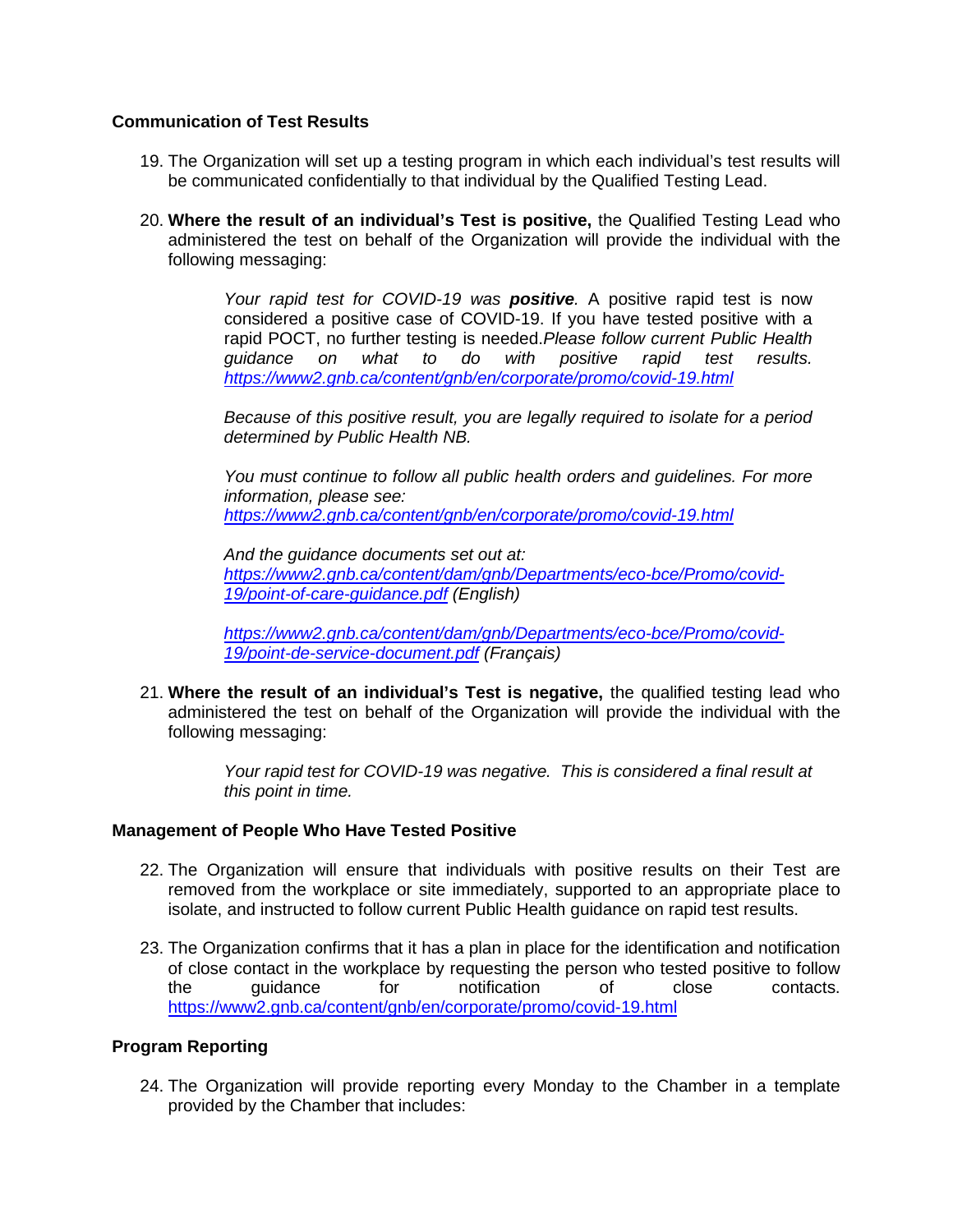**Communication of Test Results**

19. The Organization will set up a testing program in which each individual's test results will be communicated confidentially to that individual by the Qualified Testing Lead.

20. **Where the result of an individual's Test is positive,** the Qualified Testing Lead who administered the test on behalf of the Organization will provide the individual with the following messaging:

    *Your rapid test for COVID-19 was **positive**.* A positive rapid test is now considered a positive case of COVID-19. If you have tested positive with a rapid POCT, no further testing is needed.*Please follow current Public Health guidance on what to do with positive rapid test results. https://www2.gnb.ca/content/gnb/en/corporate/promo/covid-19.html*

    *Because of this positive result, you are legally required to isolate for a period determined by Public Health NB.*

    *You must continue to follow all public health orders and guidelines. For more information, please see: https://www2.gnb.ca/content/gnb/en/corporate/promo/covid-19.html*

    *And the guidance documents set out at: https://www2.gnb.ca/content/dam/gnb/Departments/eco-bce/Promo/covid-19/point-of-care-guidance.pdf (English)*

    *https://www2.gnb.ca/content/dam/gnb/Departments/eco-bce/Promo/covid-19/point-de-service-document.pdf (Français)*

21. **Where the result of an individual's Test is negative,** the qualified testing lead who administered the test on behalf of the Organization will provide the individual with the following messaging:

    *Your rapid test for COVID-19 was negative. This is considered a final result at this point in time.*

**Management of People Who Have Tested Positive**

22. The Organization will ensure that individuals with positive results on their Test are removed from the workplace or site immediately, supported to an appropriate place to isolate, and instructed to follow current Public Health guidance on rapid test results.

23. The Organization confirms that it has a plan in place for the identification and notification of close contact in the workplace by requesting the person who tested positive to follow the guidance for notification of close contacts. https://www2.gnb.ca/content/gnb/en/corporate/promo/covid-19.html

**Program Reporting**

24. The Organization will provide reporting every Monday to the Chamber in a template provided by the Chamber that includes: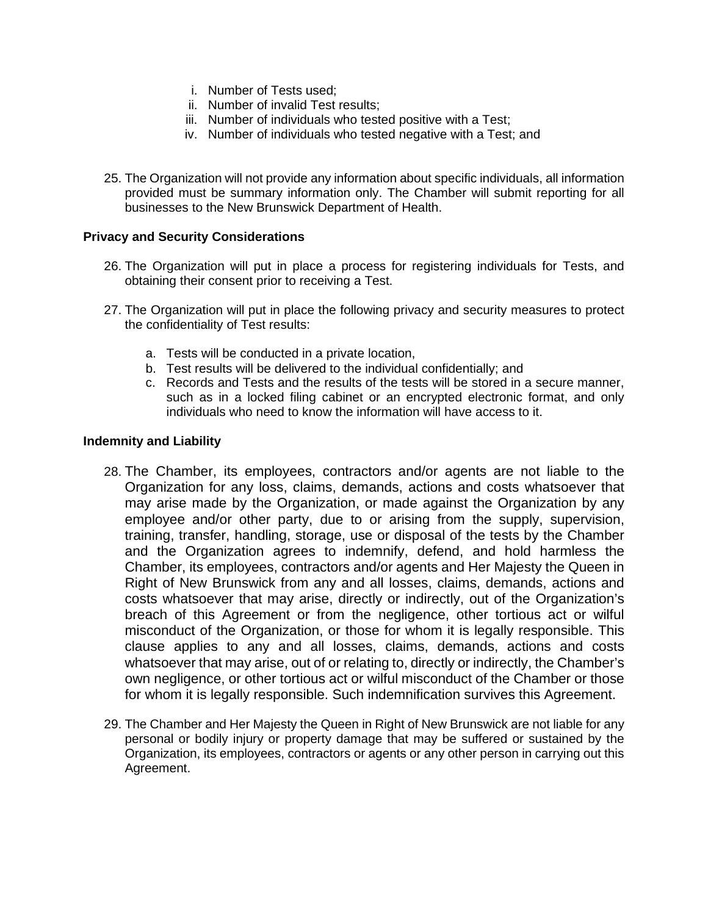i. Number of Tests used;
ii. Number of invalid Test results;
iii. Number of individuals who tested positive with a Test;
iv. Number of individuals who tested negative with a Test; and

25. The Organization will not provide any information about specific individuals, all information provided must be summary information only. The Chamber will submit reporting for all businesses to the New Brunswick Department of Health.

**Privacy and Security Considerations**

26. The Organization will put in place a process for registering individuals for Tests, and obtaining their consent prior to receiving a Test.

27. The Organization will put in place the following privacy and security measures to protect the confidentiality of Test results:

    a. Tests will be conducted in a private location,
    b. Test results will be delivered to the individual confidentially; and
    c. Records and Tests and the results of the tests will be stored in a secure manner, such as in a locked filing cabinet or an encrypted electronic format, and only individuals who need to know the information will have access to it.

**Indemnity and Liability**

28. The Chamber, its employees, contractors and/or agents are not liable to the Organization for any loss, claims, demands, actions and costs whatsoever that may arise made by the Organization, or made against the Organization by any employee and/or other party, due to or arising from the supply, supervision, training, transfer, handling, storage, use or disposal of the tests by the Chamber and the Organization agrees to indemnify, defend, and hold harmless the Chamber, its employees, contractors and/or agents and Her Majesty the Queen in Right of New Brunswick from any and all losses, claims, demands, actions and costs whatsoever that may arise, directly or indirectly, out of the Organization's breach of this Agreement or from the negligence, other tortious act or wilful misconduct of the Organization, or those for whom it is legally responsible. This clause applies to any and all losses, claims, demands, actions and costs whatsoever that may arise, out of or relating to, directly or indirectly, the Chamber's own negligence, or other tortious act or wilful misconduct of the Chamber or those for whom it is legally responsible. Such indemnification survives this Agreement.

29. The Chamber and Her Majesty the Queen in Right of New Brunswick are not liable for any personal or bodily injury or property damage that may be suffered or sustained by the Organization, its employees, contractors or agents or any other person in carrying out this Agreement.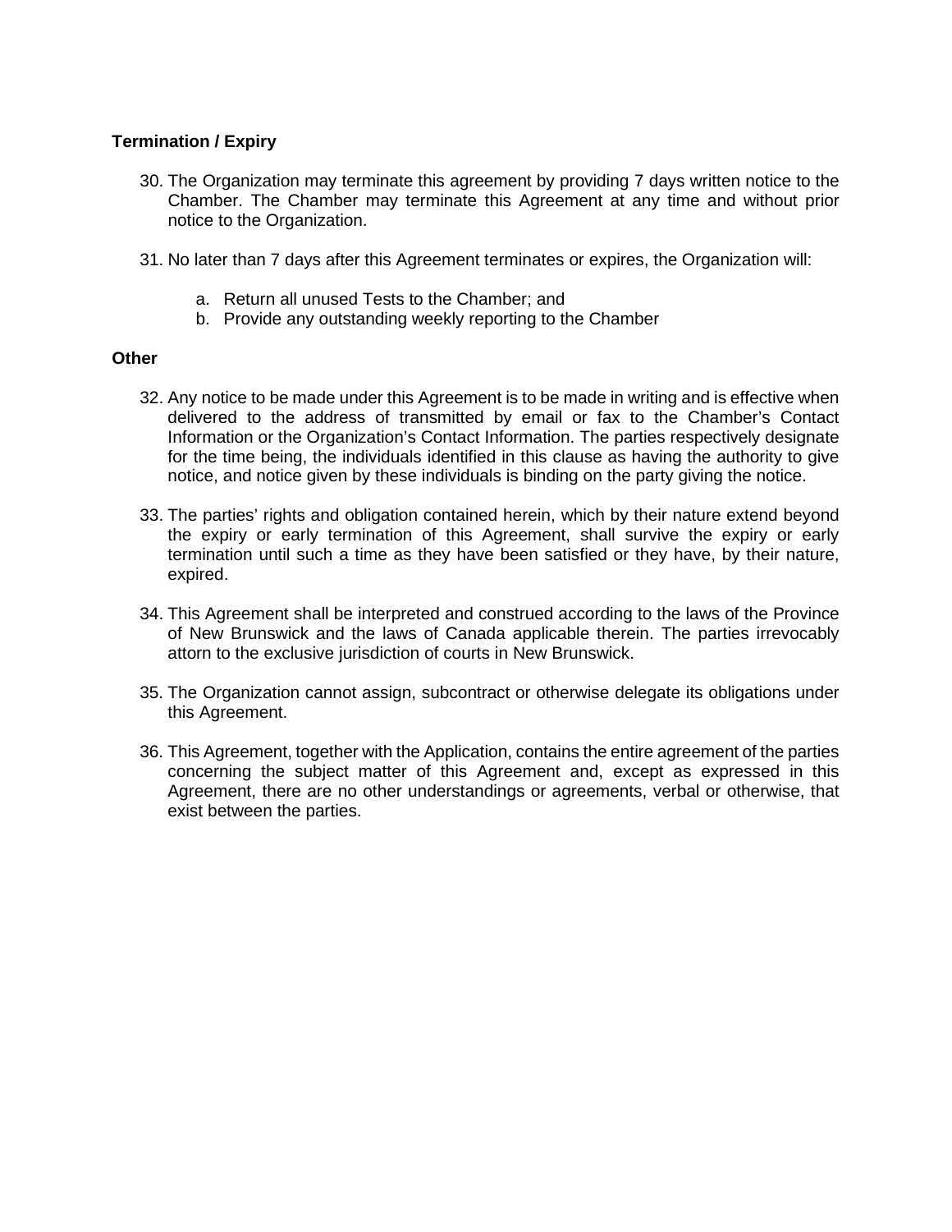**Termination / Expiry**

30. The Organization may terminate this agreement by providing 7 days written notice to the Chamber. The Chamber may terminate this Agreement at any time and without prior notice to the Organization.

31. No later than 7 days after this Agreement terminates or expires, the Organization will:

    a. Return all unused Tests to the Chamber; and
    b. Provide any outstanding weekly reporting to the Chamber

**Other**

32. Any notice to be made under this Agreement is to be made in writing and is effective when delivered to the address of transmitted by email or fax to the Chamber's Contact Information or the Organization's Contact Information. The parties respectively designate for the time being, the individuals identified in this clause as having the authority to give notice, and notice given by these individuals is binding on the party giving the notice.

33. The parties' rights and obligation contained herein, which by their nature extend beyond the expiry or early termination of this Agreement, shall survive the expiry or early termination until such a time as they have been satisfied or they have, by their nature, expired.

34. This Agreement shall be interpreted and construed according to the laws of the Province of New Brunswick and the laws of Canada applicable therein. The parties irrevocably attorn to the exclusive jurisdiction of courts in New Brunswick.

35. The Organization cannot assign, subcontract or otherwise delegate its obligations under this Agreement.

36. This Agreement, together with the Application, contains the entire agreement of the parties concerning the subject matter of this Agreement and, except as expressed in this Agreement, there are no other understandings or agreements, verbal or otherwise, that exist between the parties.